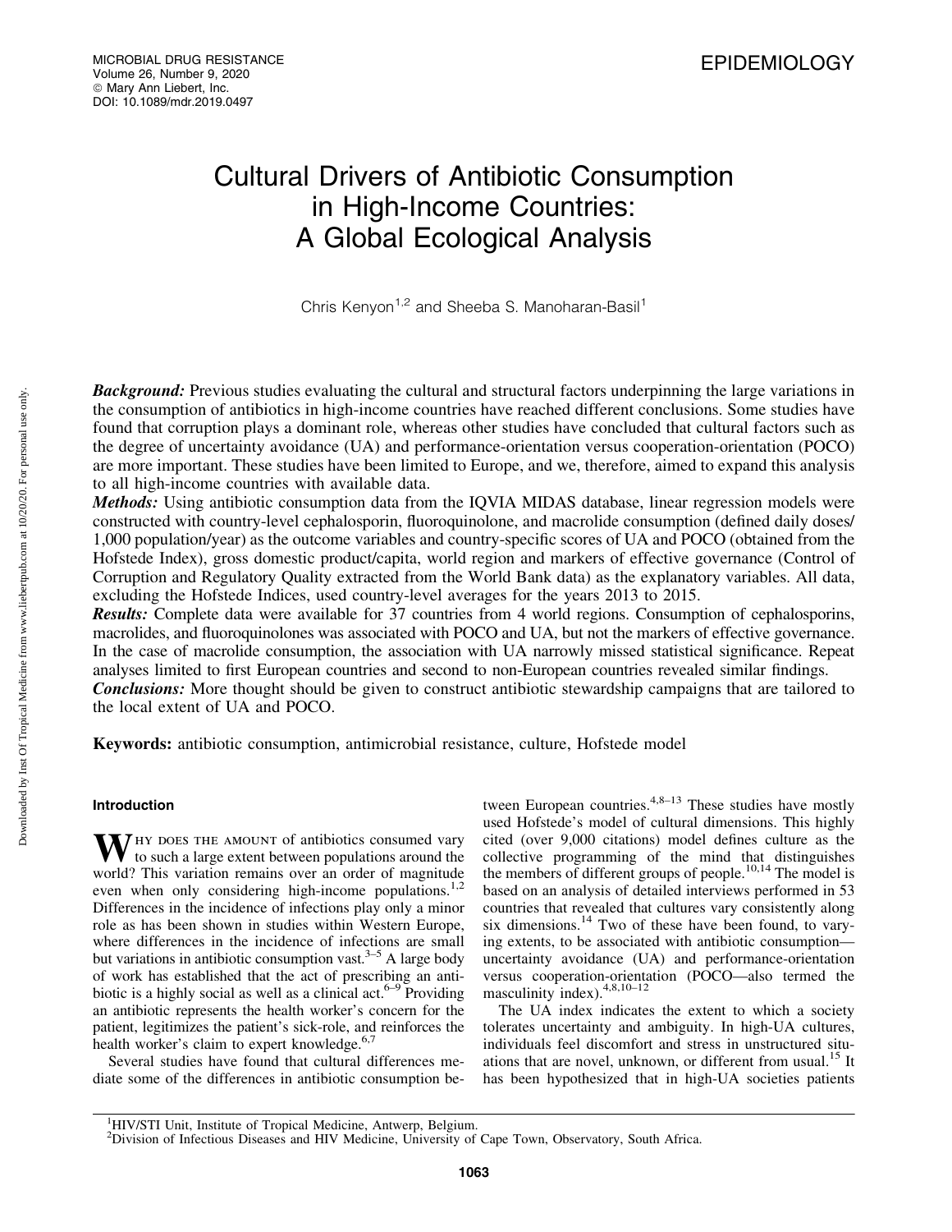# Cultural Drivers of Antibiotic Consumption in High-Income Countries: A Global Ecological Analysis

Chris Kenyon[1,2] and Sheeba S. Manoharan-Basil[1]

***Background:*** Previous studies evaluating the cultural and structural factors underpinning the large variations in the consumption of antibiotics in high-income countries have reached different conclusions. Some studies have found that corruption plays a dominant role, whereas other studies have concluded that cultural factors such as the degree of uncertainty avoidance (UA) and performance-orientation versus cooperation-orientation (POCO) are more important. These studies have been limited to Europe, and we, therefore, aimed to expand this analysis to all high-income countries with available data.

***Methods:*** Using antibiotic consumption data from the IQVIA MIDAS database, linear regression models were constructed with country-level cephalosporin, fluoroquinolone, and macrolide consumption (defined daily doses/1,000 population/year) as the outcome variables and country-specific scores of UA and POCO (obtained from the Hofstede Index), gross domestic product/capita, world region and markers of effective governance (Control of Corruption and Regulatory Quality extracted from the World Bank data) as the explanatory variables. All data, excluding the Hofstede Indices, used country-level averages for the years 2013 to 2015.

***Results:*** Complete data were available for 37 countries from 4 world regions. Consumption of cephalosporins, macrolides, and fluoroquinolones was associated with POCO and UA, but not the markers of effective governance. In the case of macrolide consumption, the association with UA narrowly missed statistical significance. Repeat analyses limited to first European countries and second to non-European countries revealed similar findings.

***Conclusions:*** More thought should be given to construct antibiotic stewardship campaigns that are tailored to the local extent of UA and POCO.

**Keywords:** antibiotic consumption, antimicrobial resistance, culture, Hofstede model

## Introduction

Why does the amount of antibiotics consumed vary to such a large extent between populations around the world? This variation remains over an order of magnitude even when only considering high-income populations.[1,2] Differences in the incidence of infections play only a minor role as has been shown in studies within Western Europe, where differences in the incidence of infections are small but variations in antibiotic consumption vast.[3–5] A large body of work has established that the act of prescribing an antibiotic is a highly social as well as a clinical act.[6–9] Providing an antibiotic represents the health worker's concern for the patient, legitimizes the patient's sick-role, and reinforces the health worker's claim to expert knowledge.[6,7]

Several studies have found that cultural differences mediate some of the differences in antibiotic consumption between European countries.[4,8–13] These studies have mostly used Hofstede's model of cultural dimensions. This highly cited (over 9,000 citations) model defines culture as the collective programming of the mind that distinguishes the members of different groups of people.[10,14] The model is based on an analysis of detailed interviews performed in 53 countries that revealed that cultures vary consistently along six dimensions.[14] Two of these have been found, to varying extents, to be associated with antibiotic consumption—uncertainty avoidance (UA) and performance-orientation versus cooperation-orientation (POCO—also termed the masculinity index).[4,8,10–12]

The UA index indicates the extent to which a society tolerates uncertainty and ambiguity. In high-UA cultures, individuals feel discomfort and stress in unstructured situations that are novel, unknown, or different from usual.[15] It has been hypothesized that in high-UA societies patients

[1]HIV/STI Unit, Institute of Tropical Medicine, Antwerp, Belgium.
[2]Division of Infectious Diseases and HIV Medicine, University of Cape Town, Observatory, South Africa.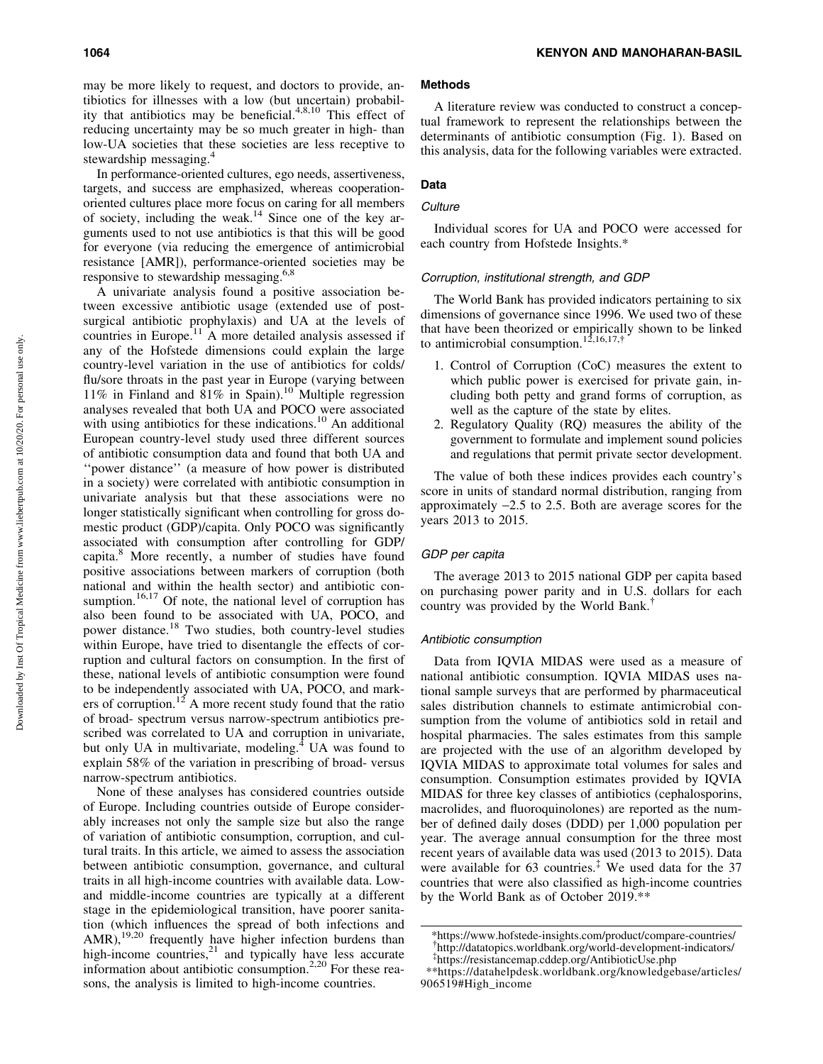may be more likely to request, and doctors to provide, antibiotics for illnesses with a low (but uncertain) probability that antibiotics may be beneficial.[4,8,10] This effect of reducing uncertainty may be so much greater in high- than low-UA societies that these societies are less receptive to stewardship messaging.[4]

In performance-oriented cultures, ego needs, assertiveness, targets, and success are emphasized, whereas cooperation-oriented cultures place more focus on caring for all members of society, including the weak.[14] Since one of the key arguments used to not use antibiotics is that this will be good for everyone (via reducing the emergence of antimicrobial resistance [AMR]), performance-oriented societies may be responsive to stewardship messaging.[6,8]

A univariate analysis found a positive association between excessive antibiotic usage (extended use of post-surgical antibiotic prophylaxis) and UA at the levels of countries in Europe.[11] A more detailed analysis assessed if any of the Hofstede dimensions could explain the large country-level variation in the use of antibiotics for colds/flu/sore throats in the past year in Europe (varying between 11% in Finland and 81% in Spain).[10] Multiple regression analyses revealed that both UA and POCO were associated with using antibiotics for these indications.[10] An additional European country-level study used three different sources of antibiotic consumption data and found that both UA and ''power distance'' (a measure of how power is distributed in a society) were correlated with antibiotic consumption in univariate analysis but that these associations were no longer statistically significant when controlling for gross domestic product (GDP)/capita. Only POCO was significantly associated with consumption after controlling for GDP/capita.[8] More recently, a number of studies have found positive associations between markers of corruption (both national and within the health sector) and antibiotic consumption.[16,17] Of note, the national level of corruption has also been found to be associated with UA, POCO, and power distance.[18] Two studies, both country-level studies within Europe, have tried to disentangle the effects of corruption and cultural factors on consumption. In the first of these, national levels of antibiotic consumption were found to be independently associated with UA, POCO, and markers of corruption.[12] A more recent study found that the ratio of broad- spectrum versus narrow-spectrum antibiotics prescribed was correlated to UA and corruption in univariate, but only UA in multivariate, modeling.[4] UA was found to explain 58% of the variation in prescribing of broad- versus narrow-spectrum antibiotics.

None of these analyses has considered countries outside of Europe. Including countries outside of Europe considerably increases not only the sample size but also the range of variation of antibiotic consumption, corruption, and cultural traits. In this article, we aimed to assess the association between antibiotic consumption, governance, and cultural traits in all high-income countries with available data. Low- and middle-income countries are typically at a different stage in the epidemiological transition, have poorer sanitation (which influences the spread of both infections and AMR),[19,20] frequently have higher infection burdens than high-income countries,[21] and typically have less accurate information about antibiotic consumption.[2,20] For these reasons, the analysis is limited to high-income countries.

## Methods

A literature review was conducted to construct a conceptual framework to represent the relationships between the determinants of antibiotic consumption (Fig. 1). Based on this analysis, data for the following variables were extracted.

## Data

### *Culture*

Individual scores for UA and POCO were accessed for each country from Hofstede Insights.*

### *Corruption, institutional strength, and GDP*

The World Bank has provided indicators pertaining to six dimensions of governance since 1996. We used two of these that have been theorized or empirically shown to be linked to antimicrobial consumption.[12,16,17,†]

1. Control of Corruption (CoC) measures the extent to which public power is exercised for private gain, including both petty and grand forms of corruption, as well as the capture of the state by elites.
2. Regulatory Quality (RQ) measures the ability of the government to formulate and implement sound policies and regulations that permit private sector development.

The value of both these indices provides each country's score in units of standard normal distribution, ranging from approximately −2.5 to 2.5. Both are average scores for the years 2013 to 2015.

### *GDP per capita*

The average 2013 to 2015 national GDP per capita based on purchasing power parity and in U.S. dollars for each country was provided by the World Bank.[†]

### *Antibiotic consumption*

Data from IQVIA MIDAS were used as a measure of national antibiotic consumption. IQVIA MIDAS uses national sample surveys that are performed by pharmaceutical sales distribution channels to estimate antimicrobial consumption from the volume of antibiotics sold in retail and hospital pharmacies. The sales estimates from this sample are projected with the use of an algorithm developed by IQVIA MIDAS to approximate total volumes for sales and consumption. Consumption estimates provided by IQVIA MIDAS for three key classes of antibiotics (cephalosporins, macrolides, and fluoroquinolones) are reported as the number of defined daily doses (DDD) per 1,000 population per year. The average annual consumption for the three most recent years of available data was used (2013 to 2015). Data were available for 63 countries.[‡] We used data for the 37 countries that were also classified as high-income countries by the World Bank as of October 2019.**

*https://www.hofstede-insights.com/product/compare-countries/
†http://datatopics.worldbank.org/world-development-indicators/
‡https://resistancemap.cddep.org/AntibioticUse.php
**https://datahelpdesk.worldbank.org/knowledgebase/articles/906519#High_income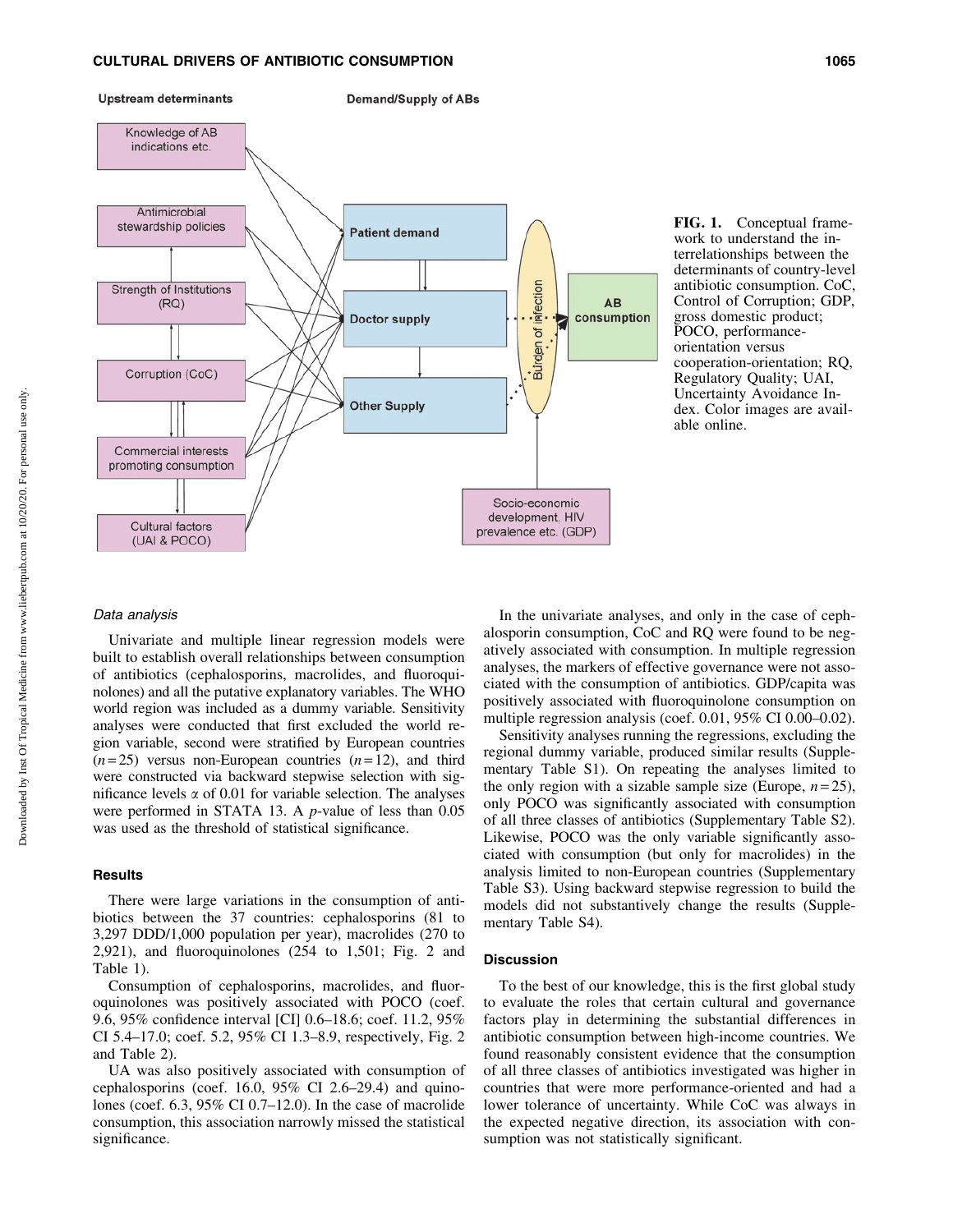**FIG. 1.** Conceptual framework to understand the interrelationships between the determinants of country-level antibiotic consumption. CoC, Control of Corruption; GDP, gross domestic product; POCO, performance-orientation versus cooperation-orientation; RQ, Regulatory Quality; UAI, Uncertainty Avoidance Index. Color images are available online.

### *Data analysis*

Univariate and multiple linear regression models were built to establish overall relationships between consumption of antibiotics (cephalosporins, macrolides, and fluoroquinolones) and all the putative explanatory variables. The WHO world region was included as a dummy variable. Sensitivity analyses were conducted that first excluded the world region variable, second were stratified by European countries ($n=25$) versus non-European countries ($n=12$), and third were constructed via backward stepwise selection with significance levels $\alpha$ of 0.01 for variable selection. The analyses were performed in STATA 13. A $p$-value of less than 0.05 was used as the threshold of statistical significance.

## Results

There were large variations in the consumption of antibiotics between the 37 countries: cephalosporins (81 to 3,297 DDD/1,000 population per year), macrolides (270 to 2,921), and fluoroquinolones (254 to 1,501; Fig. 2 and Table 1).

Consumption of cephalosporins, macrolides, and fluoroquinolones was positively associated with POCO (coef. 9.6, 95% confidence interval [CI] 0.6–18.6; coef. 11.2, 95% CI 5.4–17.0; coef. 5.2, 95% CI 1.3–8.9, respectively, Fig. 2 and Table 2).

UA was also positively associated with consumption of cephalosporins (coef. 16.0, 95% CI 2.6–29.4) and quinolones (coef. 6.3, 95% CI 0.7–12.0). In the case of macrolide consumption, this association narrowly missed the statistical significance.

In the univariate analyses, and only in the case of cephalosporin consumption, CoC and RQ were found to be negatively associated with consumption. In multiple regression analyses, the markers of effective governance were not associated with the consumption of antibiotics. GDP/capita was positively associated with fluoroquinolone consumption on multiple regression analysis (coef. 0.01, 95% CI 0.00–0.02).

Sensitivity analyses running the regressions, excluding the regional dummy variable, produced similar results (Supplementary Table S1). On repeating the analyses limited to the only region with a sizable sample size (Europe, $n=25$), only POCO was significantly associated with consumption of all three classes of antibiotics (Supplementary Table S2). Likewise, POCO was the only variable significantly associated with consumption (but only for macrolides) in the analysis limited to non-European countries (Supplementary Table S3). Using backward stepwise regression to build the models did not substantively change the results (Supplementary Table S4).

## Discussion

To the best of our knowledge, this is the first global study to evaluate the roles that certain cultural and governance factors play in determining the substantial differences in antibiotic consumption between high-income countries. We found reasonably consistent evidence that the consumption of all three classes of antibiotics investigated was higher in countries that were more performance-oriented and had a lower tolerance of uncertainty. While CoC was always in the expected negative direction, its association with consumption was not statistically significant.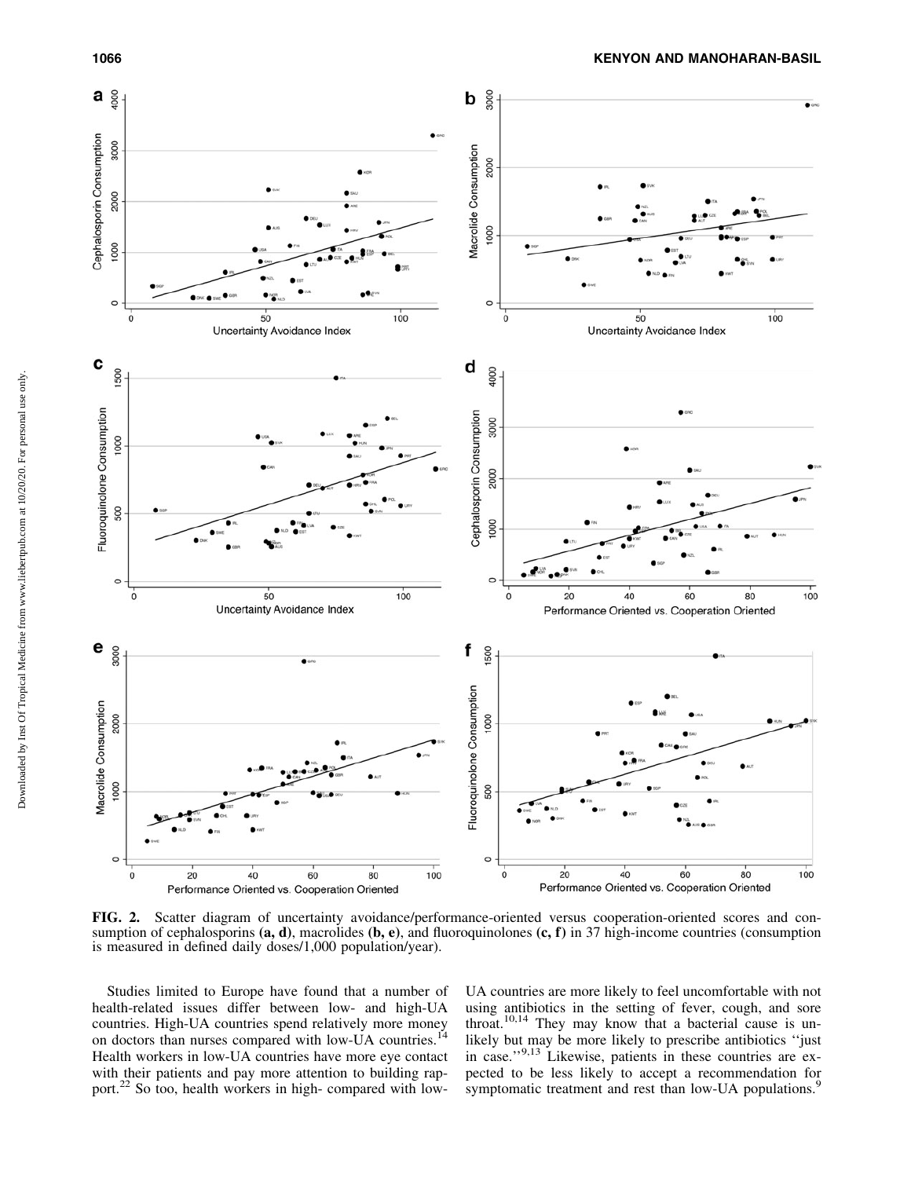**FIG. 2.** Scatter diagram of uncertainty avoidance/performance-oriented versus cooperation-oriented scores and consumption of cephalosporins **(a, d)**, macrolides **(b, e)**, and fluoroquinolones **(c, f)** in 37 high-income countries (consumption is measured in defined daily doses/1,000 population/year).

Studies limited to Europe have found that a number of health-related issues differ between low- and high-UA countries. High-UA countries spend relatively more money on doctors than nurses compared with low-UA countries.[14] Health workers in low-UA countries have more eye contact with their patients and pay more attention to building rapport.[22] So too, health workers in high- compared with low-UA countries are more likely to feel uncomfortable with not using antibiotics in the setting of fever, cough, and sore throat.[10,14] They may know that a bacterial cause is unlikely but may be more likely to prescribe antibiotics ''just in case.''[9,13] Likewise, patients in these countries are expected to be less likely to accept a recommendation for symptomatic treatment and rest than low-UA populations.[9]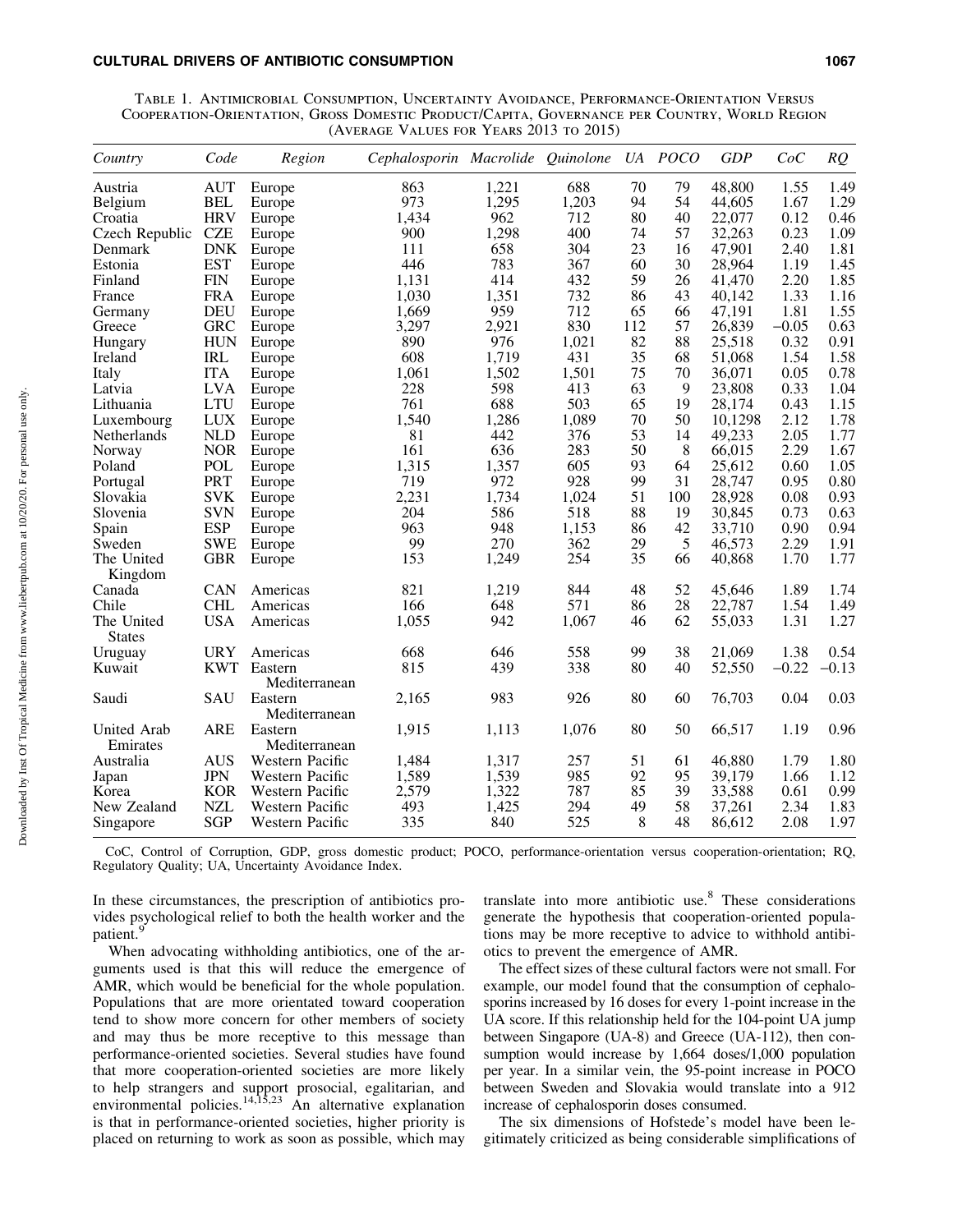Table 1. Antimicrobial Consumption, Uncertainty Avoidance, Performance-Orientation Versus Cooperation-Orientation, Gross Domestic Product/Capita, Governance per Country, World Region (Average Values for Years 2013 to 2015)

| Country | Code | Region | Cephalosporin | Macrolide | Quinolone | UA | POCO | GDP | CoC | RQ |
|---|---|---|---|---|---|---|---|---|---|---|
| Austria | AUT | Europe | 863 | 1,221 | 688 | 70 | 79 | 48,800 | 1.55 | 1.49 |
| Belgium | BEL | Europe | 973 | 1,295 | 1,203 | 94 | 54 | 44,605 | 1.67 | 1.29 |
| Croatia | HRV | Europe | 1,434 | 962 | 712 | 80 | 40 | 22,077 | 0.12 | 0.46 |
| Czech Republic | CZE | Europe | 900 | 1,298 | 400 | 74 | 57 | 32,263 | 0.23 | 1.09 |
| Denmark | DNK | Europe | 111 | 658 | 304 | 23 | 16 | 47,901 | 2.40 | 1.81 |
| Estonia | EST | Europe | 446 | 783 | 367 | 60 | 30 | 28,964 | 1.19 | 1.45 |
| Finland | FIN | Europe | 1,131 | 414 | 432 | 59 | 26 | 41,470 | 2.20 | 1.85 |
| France | FRA | Europe | 1,030 | 1,351 | 732 | 86 | 43 | 40,142 | 1.33 | 1.16 |
| Germany | DEU | Europe | 1,669 | 959 | 712 | 65 | 66 | 47,191 | 1.81 | 1.55 |
| Greece | GRC | Europe | 3,297 | 2,921 | 830 | 112 | 57 | 26,839 | −0.05 | 0.63 |
| Hungary | HUN | Europe | 890 | 976 | 1,021 | 82 | 88 | 25,518 | 0.32 | 0.91 |
| Ireland | IRL | Europe | 608 | 1,719 | 431 | 35 | 68 | 51,068 | 1.54 | 1.58 |
| Italy | ITA | Europe | 1,061 | 1,502 | 1,501 | 75 | 70 | 36,071 | 0.05 | 0.78 |
| Latvia | LVA | Europe | 228 | 598 | 413 | 63 | 9 | 23,808 | 0.33 | 1.04 |
| Lithuania | LTU | Europe | 761 | 688 | 503 | 65 | 19 | 28,174 | 0.43 | 1.15 |
| Luxembourg | LUX | Europe | 1,540 | 1,286 | 1,089 | 70 | 50 | 10,1298 | 2.12 | 1.78 |
| Netherlands | NLD | Europe | 81 | 442 | 376 | 53 | 14 | 49,233 | 2.05 | 1.77 |
| Norway | NOR | Europe | 161 | 636 | 283 | 50 | 8 | 66,015 | 2.29 | 1.67 |
| Poland | POL | Europe | 1,315 | 1,357 | 605 | 93 | 64 | 25,612 | 0.60 | 1.05 |
| Portugal | PRT | Europe | 719 | 972 | 928 | 99 | 31 | 28,747 | 0.95 | 0.80 |
| Slovakia | SVK | Europe | 2,231 | 1,734 | 1,024 | 51 | 100 | 28,928 | 0.08 | 0.93 |
| Slovenia | SVN | Europe | 204 | 586 | 518 | 88 | 19 | 30,845 | 0.73 | 0.63 |
| Spain | ESP | Europe | 963 | 948 | 1,153 | 86 | 42 | 33,710 | 0.90 | 0.94 |
| Sweden | SWE | Europe | 99 | 270 | 362 | 29 | 5 | 46,573 | 2.29 | 1.91 |
| The United Kingdom | GBR | Europe | 153 | 1,249 | 254 | 35 | 66 | 40,868 | 1.70 | 1.77 |
| Canada | CAN | Americas | 821 | 1,219 | 844 | 48 | 52 | 45,646 | 1.89 | 1.74 |
| Chile | CHL | Americas | 166 | 648 | 571 | 86 | 28 | 22,787 | 1.54 | 1.49 |
| The United States | USA | Americas | 1,055 | 942 | 1,067 | 46 | 62 | 55,033 | 1.31 | 1.27 |
| Uruguay | URY | Americas | 668 | 646 | 558 | 99 | 38 | 21,069 | 1.38 | 0.54 |
| Kuwait | KWT | Eastern Mediterranean | 815 | 439 | 338 | 80 | 40 | 52,550 | −0.22 | −0.13 |
| Saudi | SAU | Eastern Mediterranean | 2,165 | 983 | 926 | 80 | 60 | 76,703 | 0.04 | 0.03 |
| United Arab Emirates | ARE | Eastern Mediterranean | 1,915 | 1,113 | 1,076 | 80 | 50 | 66,517 | 1.19 | 0.96 |
| Australia | AUS | Western Pacific | 1,484 | 1,317 | 257 | 51 | 61 | 46,880 | 1.79 | 1.80 |
| Japan | JPN | Western Pacific | 1,589 | 1,539 | 985 | 92 | 95 | 39,179 | 1.66 | 1.12 |
| Korea | KOR | Western Pacific | 2,579 | 1,322 | 787 | 85 | 39 | 33,588 | 0.61 | 0.99 |
| New Zealand | NZL | Western Pacific | 493 | 1,425 | 294 | 49 | 58 | 37,261 | 2.34 | 1.83 |
| Singapore | SGP | Western Pacific | 335 | 840 | 525 | 8 | 48 | 86,612 | 2.08 | 1.97 |

CoC, Control of Corruption, GDP, gross domestic product; POCO, performance-orientation versus cooperation-orientation; RQ, Regulatory Quality; UA, Uncertainty Avoidance Index.

In these circumstances, the prescription of antibiotics provides psychological relief to both the health worker and the patient.[9]

When advocating withholding antibiotics, one of the arguments used is that this will reduce the emergence of AMR, which would be beneficial for the whole population. Populations that are more orientated toward cooperation tend to show more concern for other members of society and may thus be more receptive to this message than performance-oriented societies. Several studies have found that more cooperation-oriented societies are more likely to help strangers and support prosocial, egalitarian, and environmental policies.[14,15,23] An alternative explanation is that in performance-oriented societies, higher priority is placed on returning to work as soon as possible, which may translate into more antibiotic use.[8] These considerations generate the hypothesis that cooperation-oriented populations may be more receptive to advice to withhold antibiotics to prevent the emergence of AMR.

The effect sizes of these cultural factors were not small. For example, our model found that the consumption of cephalosporins increased by 16 doses for every 1-point increase in the UA score. If this relationship held for the 104-point UA jump between Singapore (UA-8) and Greece (UA-112), then consumption would increase by 1,664 doses/1,000 population per year. In a similar vein, the 95-point increase in POCO between Sweden and Slovakia would translate into a 912 increase of cephalosporin doses consumed.

The six dimensions of Hofstede's model have been legitimately criticized as being considerable simplifications of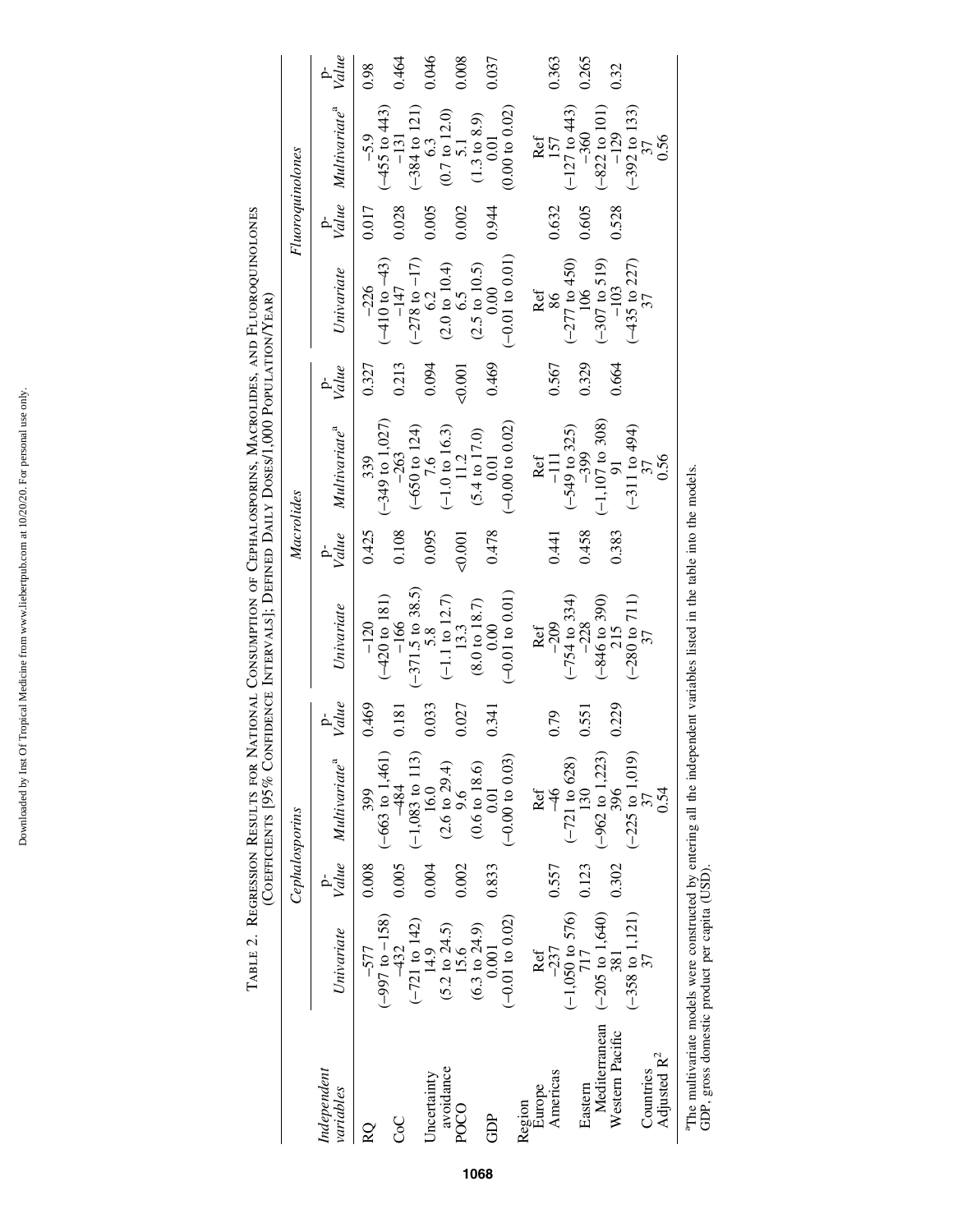Table 2. Regression Results for National Consumption of Cephalosporins, Macrolides, and Fluoroquinolones (Coefficients [95% Confidence Intervals]; Defined Daily Doses/1,000 Population/Year)

| Independent variables | Cephalosporins | | | | Macrolides | | | | Fluoroquinolones | | | |
|---|---|---|---|---|---|---|---|---|---|---|---|---|
| | Univariate | p-Value | Multivariate[a] | p-Value | Univariate | p-Value | Multivariate[a] | p-Value | Univariate | p-Value | Multivariate[a] | p-Value |
| RQ | −577 (−997 to −158) | 0.008 | 399 (−663 to 1,461) | 0.469 | −120 (−420 to 181) | 0.425 | 339 (−349 to 1,027) | 0.327 | −226 (−410 to −43) | 0.017 | −5.9 (−455 to 443) | 0.98 |
| CoC | −432 (−721 to 142) | 0.005 | −484 (−1,083 to 113) | 0.181 | −166 (−371.5 to 38.5) | 0.108 | −263 (−650 to 124) | 0.213 | −147 (−278 to −17) | 0.028 | −131 (−384 to 121) | 0.464 |
| Uncertainty avoidance | 14.9 (5.2 to 24.5) | 0.004 | 16.0 (2.6 to 29.4) | 0.033 | 5.8 (−1.1 to 12.7) | 0.095 | 7.6 (−1.0 to 16.3) | 0.094 | 6.2 (2.0 to 10.4) | 0.005 | 6.3 (0.7 to 12.0) | 0.046 |
| POCO | 15.6 (6.3 to 24.9) | 0.002 | 9.6 (0.6 to 18.6) | 0.027 | 13.3 (8.0 to 18.7) | <0.001 | 11.2 (5.4 to 17.0) | <0.001 | 6.5 (2.5 to 10.5) | 0.002 | 5.1 (1.3 to 8.9) | 0.008 |
| GDP | 0.001 (−0.01 to 0.02) | 0.833 | 0.01 (−0.00 to 0.03) | 0.341 | 0.00 (−0.01 to 0.01) | 0.478 | 0.01 (−0.00 to 0.02) | 0.469 | 0.00 (−0.01 to 0.01) | 0.944 | 0.01 (0.00 to 0.02) | 0.037 |
| Region | | | | | | | | | | | | |
| Europe | Ref | | Ref | | Ref | | Ref | | Ref | | Ref | |
| Americas | −237 (−1,050 to 576) | 0.557 | −46 (−721 to 628) | 0.79 | −209 (−754 to 334) | 0.441 | −111 (−549 to 325) | 0.567 | 86 (−277 to 450) | 0.632 | 157 (−127 to 443) | 0.363 |
| Eastern Mediterranean | 717 (−205 to 1,640) | 0.123 | 130 (−962 to 1,223) | 0.551 | −228 (−846 to 390) | 0.458 | −399 (−1,107 to 308) | 0.329 | 106 (−307 to 519) | 0.605 | −360 (−822 to 101) | 0.265 |
| Western Pacific | 381 (−358 to 1,121) | 0.302 | 396 (−225 to 1,019) | 0.229 | 215 (−280 to 711) | 0.383 | 91 (−311 to 494) | 0.664 | −103 (−435 to 227) | 0.528 | −129 (−392 to 133) | 0.32 |
| Countries | 37 | | 37 | | 37 | | 37 | | 37 | | 37 | |
| Adjusted $R^2$ | | | 0.54 | | | | 0.56 | | | | 0.56 | |

[a]The multivariate models were constructed by entering all the independent variables listed in the table into the models.
GDP, gross domestic product per capita (USD).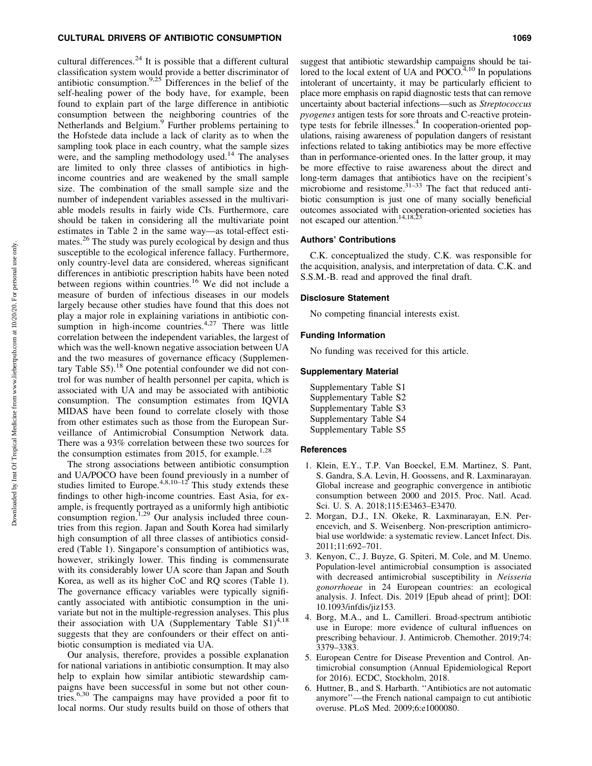cultural differences.[24] It is possible that a different cultural classification system would provide a better discriminator of antibiotic consumption.[9,25] Differences in the belief of the self-healing power of the body have, for example, been found to explain part of the large difference in antibiotic consumption between the neighboring countries of the Netherlands and Belgium.[9] Further problems pertaining to the Hofstede data include a lack of clarity as to when the sampling took place in each country, what the sample sizes were, and the sampling methodology used.[14] The analyses are limited to only three classes of antibiotics in high-income countries and are weakened by the small sample size. The combination of the small sample size and the number of independent variables assessed in the multivariable models results in fairly wide CIs. Furthermore, care should be taken in considering all the multivariate point estimates in Table 2 in the same way—as total-effect estimates.[26] The study was purely ecological by design and thus susceptible to the ecological inference fallacy. Furthermore, only country-level data are considered, whereas significant differences in antibiotic prescription habits have been noted between regions within countries.[16] We did not include a measure of burden of infectious diseases in our models largely because other studies have found that this does not play a major role in explaining variations in antibiotic consumption in high-income countries.[4,27] There was little correlation between the independent variables, the largest of which was the well-known negative association between UA and the two measures of governance efficacy (Supplementary Table S5).[18] One potential confounder we did not control for was number of health personnel per capita, which is associated with UA and may be associated with antibiotic consumption. The consumption estimates from IQVIA MIDAS have been found to correlate closely with those from other estimates such as those from the European Surveillance of Antimicrobial Consumption Network data. There was a 93% correlation between these two sources for the consumption estimates from 2015, for example.[1,28]

The strong associations between antibiotic consumption and UA/POCO have been found previously in a number of studies limited to Europe.[4,8,10–12] This study extends these findings to other high-income countries. East Asia, for example, is frequently portrayed as a uniformly high antibiotic consumption region.[1,29] Our analysis included three countries from this region. Japan and South Korea had similarly high consumption of all three classes of antibiotics considered (Table 1). Singapore's consumption of antibiotics was, however, strikingly lower. This finding is commensurate with its considerably lower UA score than Japan and South Korea, as well as its higher CoC and RQ scores (Table 1). The governance efficacy variables were typically significantly associated with antibiotic consumption in the univariate but not in the multiple-regression analyses. This plus their association with UA (Supplementary Table S1)[4,18] suggests that they are confounders or their effect on antibiotic consumption is mediated via UA.

Our analysis, therefore, provides a possible explanation for national variations in antibiotic consumption. It may also help to explain how similar antibiotic stewardship campaigns have been successful in some but not other countries.[6,30] The campaigns may have provided a poor fit to local norms. Our study results build on those of others that suggest that antibiotic stewardship campaigns should be tailored to the local extent of UA and POCO.[4,10] In populations intolerant of uncertainty, it may be particularly efficient to place more emphasis on rapid diagnostic tests that can remove uncertainty about bacterial infections—such as *Streptococcus pyogenes* antigen tests for sore throats and C-reactive protein-type tests for febrile illnesses.[4] In cooperation-oriented populations, raising awareness of population dangers of resistant infections related to taking antibiotics may be more effective than in performance-oriented ones. In the latter group, it may be more effective to raise awareness about the direct and long-term damages that antibiotics have on the recipient's microbiome and resistome.[31–33] The fact that reduced antibiotic consumption is just one of many socially beneficial outcomes associated with cooperation-oriented societies has not escaped our attention.[14,18,23]

## Authors' Contributions

C.K. conceptualized the study. C.K. was responsible for the acquisition, analysis, and interpretation of data. C.K. and S.S.M.-B. read and approved the final draft.

## Disclosure Statement

No competing financial interests exist.

## Funding Information

No funding was received for this article.

## Supplementary Material

Supplementary Table S1
Supplementary Table S2
Supplementary Table S3
Supplementary Table S4
Supplementary Table S5

## References

1. Klein, E.Y., T.P. Van Boeckel, E.M. Martinez, S. Pant, S. Gandra, S.A. Levin, H. Goossens, and R. Laxminarayan. Global increase and geographic convergence in antibiotic consumption between 2000 and 2015. Proc. Natl. Acad. Sci. U. S. A. 2018;115:E3463–E3470.
2. Morgan, D.J., I.N. Okeke, R. Laxminarayan, E.N. Perencevich, and S. Weisenberg. Non-prescription antimicrobial use worldwide: a systematic review. Lancet Infect. Dis. 2011;11:692–701.
3. Kenyon, C., J. Buyze, G. Spiteri, M. Cole, and M. Unemo. Population-level antimicrobial consumption is associated with decreased antimicrobial susceptibility in *Neisseria gonorrhoeae* in 24 European countries: an ecological analysis. J. Infect. Dis. 2019 [Epub ahead of print]; DOI: 10.1093/infdis/jiz153.
4. Borg, M.A., and L. Camilleri. Broad-spectrum antibiotic use in Europe: more evidence of cultural influences on prescribing behaviour. J. Antimicrob. Chemother. 2019;74: 3379–3383.
5. European Centre for Disease Prevention and Control. Antimicrobial consumption (Annual Epidemiological Report for 2016). ECDC, Stockholm, 2018.
6. Huttner, B., and S. Harbarth. ''Antibiotics are not automatic anymore''—the French national campaign to cut antibiotic overuse. PLoS Med. 2009;6:e1000080.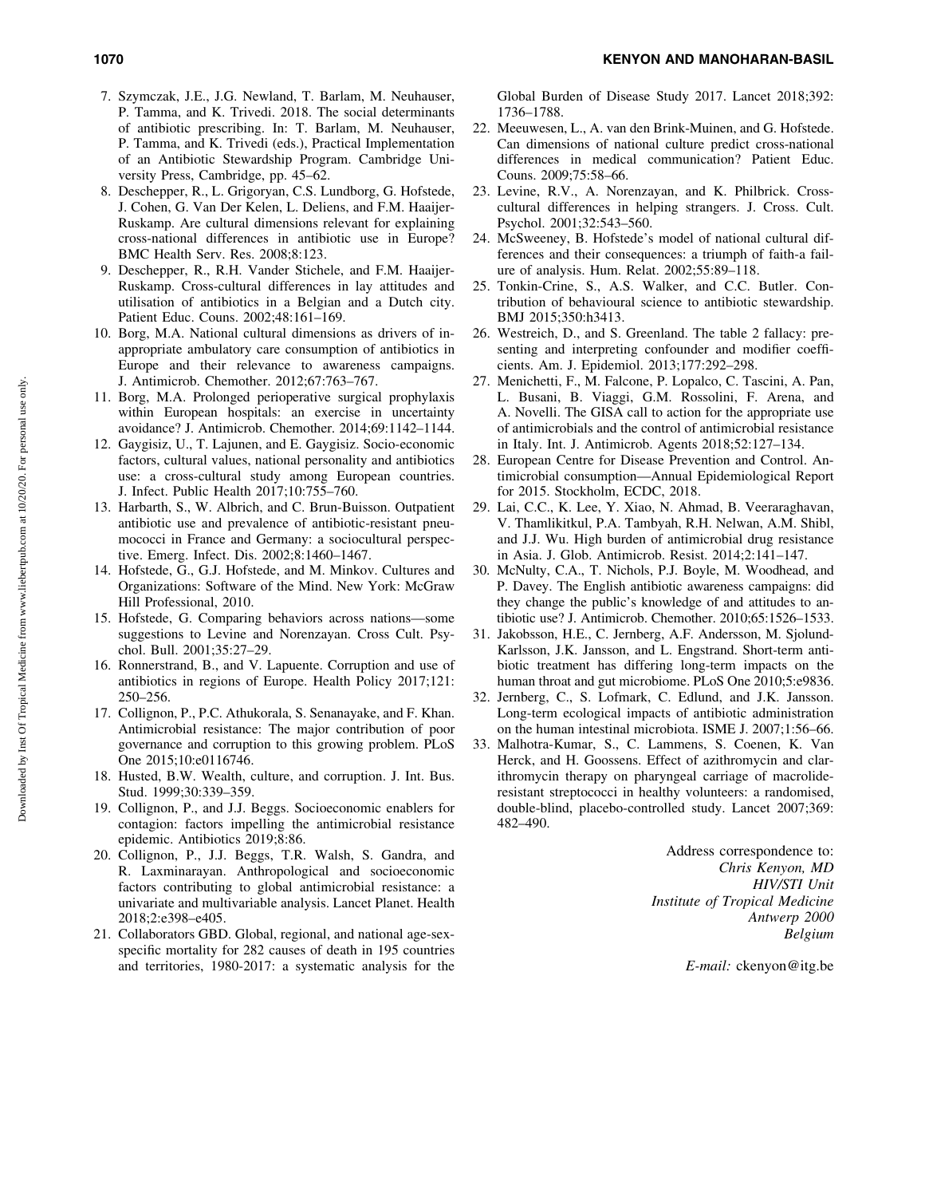7. Szymczak, J.E., J.G. Newland, T. Barlam, M. Neuhauser, P. Tamma, and K. Trivedi. 2018. The social determinants of antibiotic prescribing. In: T. Barlam, M. Neuhauser, P. Tamma, and K. Trivedi (eds.), Practical Implementation of an Antibiotic Stewardship Program. Cambridge University Press, Cambridge, pp. 45–62.
8. Deschepper, R., L. Grigoryan, C.S. Lundborg, G. Hofstede, J. Cohen, G. Van Der Kelen, L. Deliens, and F.M. Haaijer-Ruskamp. Are cultural dimensions relevant for explaining cross-national differences in antibiotic use in Europe? BMC Health Serv. Res. 2008;8:123.
9. Deschepper, R., R.H. Vander Stichele, and F.M. Haaijer-Ruskamp. Cross-cultural differences in lay attitudes and utilisation of antibiotics in a Belgian and a Dutch city. Patient Educ. Couns. 2002;48:161–169.
10. Borg, M.A. National cultural dimensions as drivers of inappropriate ambulatory care consumption of antibiotics in Europe and their relevance to awareness campaigns. J. Antimicrob. Chemother. 2012;67:763–767.
11. Borg, M.A. Prolonged perioperative surgical prophylaxis within European hospitals: an exercise in uncertainty avoidance? J. Antimicrob. Chemother. 2014;69:1142–1144.
12. Gaygisiz, U., T. Lajunen, and E. Gaygisiz. Socio-economic factors, cultural values, national personality and antibiotics use: a cross-cultural study among European countries. J. Infect. Public Health 2017;10:755–760.
13. Harbarth, S., W. Albrich, and C. Brun-Buisson. Outpatient antibiotic use and prevalence of antibiotic-resistant pneumococci in France and Germany: a sociocultural perspective. Emerg. Infect. Dis. 2002;8:1460–1467.
14. Hofstede, G., G.J. Hofstede, and M. Minkov. Cultures and Organizations: Software of the Mind. New York: McGraw Hill Professional, 2010.
15. Hofstede, G. Comparing behaviors across nations—some suggestions to Levine and Norenzayan. Cross Cult. Psychol. Bull. 2001;35:27–29.
16. Ronnerstrand, B., and V. Lapuente. Corruption and use of antibiotics in regions of Europe. Health Policy 2017;121:250–256.
17. Collignon, P., P.C. Athukorala, S. Senanayake, and F. Khan. Antimicrobial resistance: The major contribution of poor governance and corruption to this growing problem. PLoS One 2015;10:e0116746.
18. Husted, B.W. Wealth, culture, and corruption. J. Int. Bus. Stud. 1999;30:339–359.
19. Collignon, P., and J.J. Beggs. Socioeconomic enablers for contagion: factors impelling the antimicrobial resistance epidemic. Antibiotics 2019;8:86.
20. Collignon, P., J.J. Beggs, T.R. Walsh, S. Gandra, and R. Laxminarayan. Anthropological and socioeconomic factors contributing to global antimicrobial resistance: a univariate and multivariable analysis. Lancet Planet. Health 2018;2:e398–e405.
21. Collaborators GBD. Global, regional, and national age-sex-specific mortality for 282 causes of death in 195 countries and territories, 1980-2017: a systematic analysis for the Global Burden of Disease Study 2017. Lancet 2018;392:1736–1788.
22. Meeuwesen, L., A. van den Brink-Muinen, and G. Hofstede. Can dimensions of national culture predict cross-national differences in medical communication? Patient Educ. Couns. 2009;75:58–66.
23. Levine, R.V., A. Norenzayan, and K. Philbrick. Cross-cultural differences in helping strangers. J. Cross. Cult. Psychol. 2001;32:543–560.
24. McSweeney, B. Hofstede's model of national cultural differences and their consequences: a triumph of faith-a failure of analysis. Hum. Relat. 2002;55:89–118.
25. Tonkin-Crine, S., A.S. Walker, and C.C. Butler. Contribution of behavioural science to antibiotic stewardship. BMJ 2015;350:h3413.
26. Westreich, D., and S. Greenland. The table 2 fallacy: presenting and interpreting confounder and modifier coefficients. Am. J. Epidemiol. 2013;177:292–298.
27. Menichetti, F., M. Falcone, P. Lopalco, C. Tascini, A. Pan, L. Busani, B. Viaggi, G.M. Rossolini, F. Arena, and A. Novelli. The GISA call to action for the appropriate use of antimicrobials and the control of antimicrobial resistance in Italy. Int. J. Antimicrob. Agents 2018;52:127–134.
28. European Centre for Disease Prevention and Control. Antimicrobial consumption—Annual Epidemiological Report for 2015. Stockholm, ECDC, 2018.
29. Lai, C.C., K. Lee, Y. Xiao, N. Ahmad, B. Veeraraghavan, V. Thamlikitkul, P.A. Tambyah, R.H. Nelwan, A.M. Shibl, and J.J. Wu. High burden of antimicrobial drug resistance in Asia. J. Glob. Antimicrob. Resist. 2014;2:141–147.
30. McNulty, C.A., T. Nichols, P.J. Boyle, M. Woodhead, and P. Davey. The English antibiotic awareness campaigns: did they change the public's knowledge of and attitudes to antibiotic use? J. Antimicrob. Chemother. 2010;65:1526–1533.
31. Jakobsson, H.E., C. Jernberg, A.F. Andersson, M. Sjolund-Karlsson, J.K. Jansson, and L. Engstrand. Short-term antibiotic treatment has differing long-term impacts on the human throat and gut microbiome. PLoS One 2010;5:e9836.
32. Jernberg, C., S. Lofmark, C. Edlund, and J.K. Jansson. Long-term ecological impacts of antibiotic administration on the human intestinal microbiota. ISME J. 2007;1:56–66.
33. Malhotra-Kumar, S., C. Lammens, S. Coenen, K. Van Herck, and H. Goossens. Effect of azithromycin and clarithromycin therapy on pharyngeal carriage of macrolide-resistant streptococci in healthy volunteers: a randomised, double-blind, placebo-controlled study. Lancet 2007;369:482–490.

Address correspondence to:
*Chris Kenyon, MD*
*HIV/STI Unit*
*Institute of Tropical Medicine*
*Antwerp 2000*
*Belgium*

*E-mail:* ckenyon@itg.be